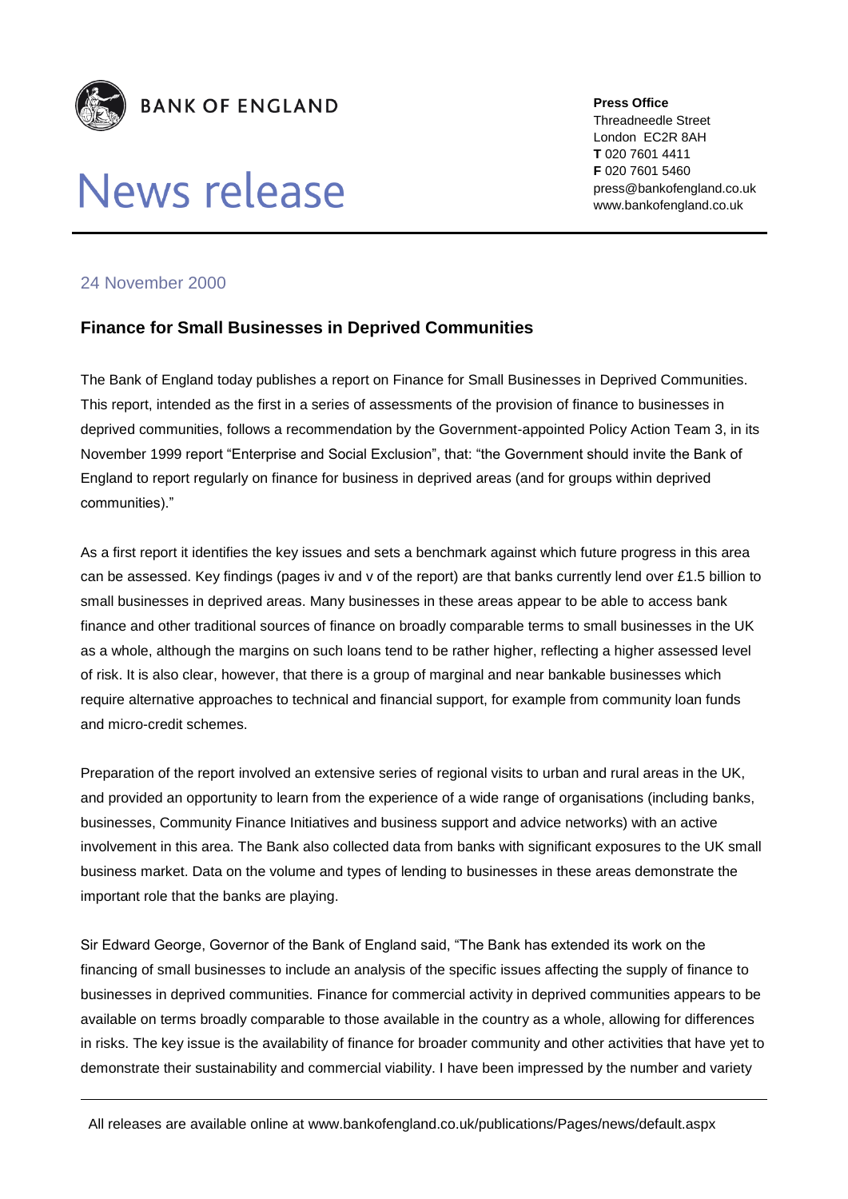**BANK OF ENGLAND**

# News release

**Press Office**
Threadneedle Street
London EC2R 8AH
**T** 020 7601 4411
**F** 020 7601 5460
press@bankofengland.co.uk
www.bankofengland.co.uk

24 November 2000

## Finance for Small Businesses in Deprived Communities

The Bank of England today publishes a report on Finance for Small Businesses in Deprived Communities. This report, intended as the first in a series of assessments of the provision of finance to businesses in deprived communities, follows a recommendation by the Government-appointed Policy Action Team 3, in its November 1999 report "Enterprise and Social Exclusion", that: "the Government should invite the Bank of England to report regularly on finance for business in deprived areas (and for groups within deprived communities)."

As a first report it identifies the key issues and sets a benchmark against which future progress in this area can be assessed. Key findings (pages iv and v of the report) are that banks currently lend over £1.5 billion to small businesses in deprived areas. Many businesses in these areas appear to be able to access bank finance and other traditional sources of finance on broadly comparable terms to small businesses in the UK as a whole, although the margins on such loans tend to be rather higher, reflecting a higher assessed level of risk. It is also clear, however, that there is a group of marginal and near bankable businesses which require alternative approaches to technical and financial support, for example from community loan funds and micro-credit schemes.

Preparation of the report involved an extensive series of regional visits to urban and rural areas in the UK, and provided an opportunity to learn from the experience of a wide range of organisations (including banks, businesses, Community Finance Initiatives and business support and advice networks) with an active involvement in this area. The Bank also collected data from banks with significant exposures to the UK small business market. Data on the volume and types of lending to businesses in these areas demonstrate the important role that the banks are playing.

Sir Edward George, Governor of the Bank of England said, "The Bank has extended its work on the financing of small businesses to include an analysis of the specific issues affecting the supply of finance to businesses in deprived communities. Finance for commercial activity in deprived communities appears to be available on terms broadly comparable to those available in the country as a whole, allowing for differences in risks. The key issue is the availability of finance for broader community and other activities that have yet to demonstrate their sustainability and commercial viability. I have been impressed by the number and variety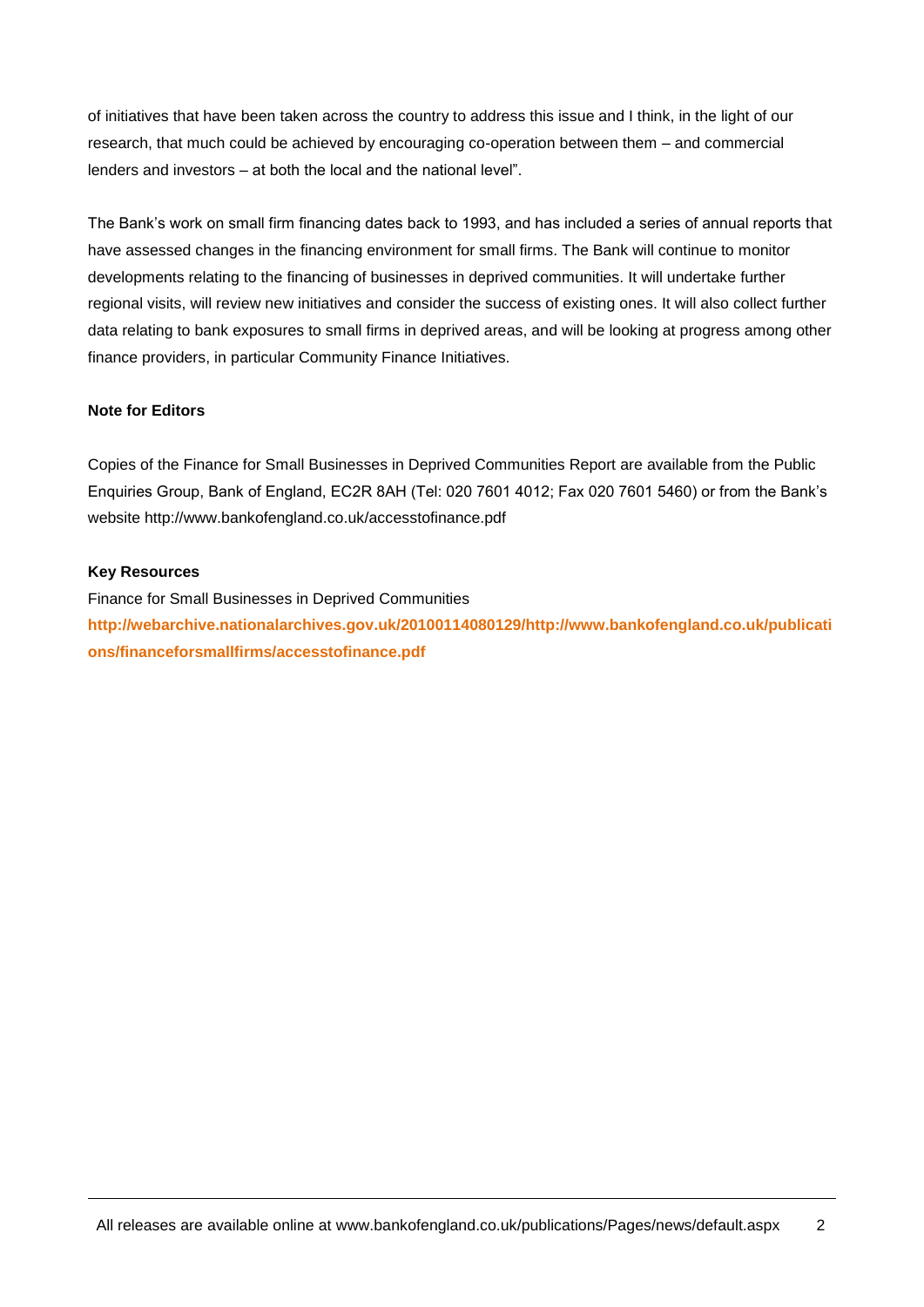of initiatives that have been taken across the country to address this issue and I think, in the light of our research, that much could be achieved by encouraging co-operation between them – and commercial lenders and investors – at both the local and the national level".

The Bank's work on small firm financing dates back to 1993, and has included a series of annual reports that have assessed changes in the financing environment for small firms. The Bank will continue to monitor developments relating to the financing of businesses in deprived communities. It will undertake further regional visits, will review new initiatives and consider the success of existing ones. It will also collect further data relating to bank exposures to small firms in deprived areas, and will be looking at progress among other finance providers, in particular Community Finance Initiatives.

**Note for Editors**

Copies of the Finance for Small Businesses in Deprived Communities Report are available from the Public Enquiries Group, Bank of England, EC2R 8AH (Tel: 020 7601 4012; Fax 020 7601 5460) or from the Bank's website http://www.bankofengland.co.uk/accesstofinance.pdf

**Key Resources**

Finance for Small Businesses in Deprived Communities
**http://webarchive.nationalarchives.gov.uk/20100114080129/http://www.bankofengland.co.uk/publications/financeforsmallfirms/accesstofinance.pdf**